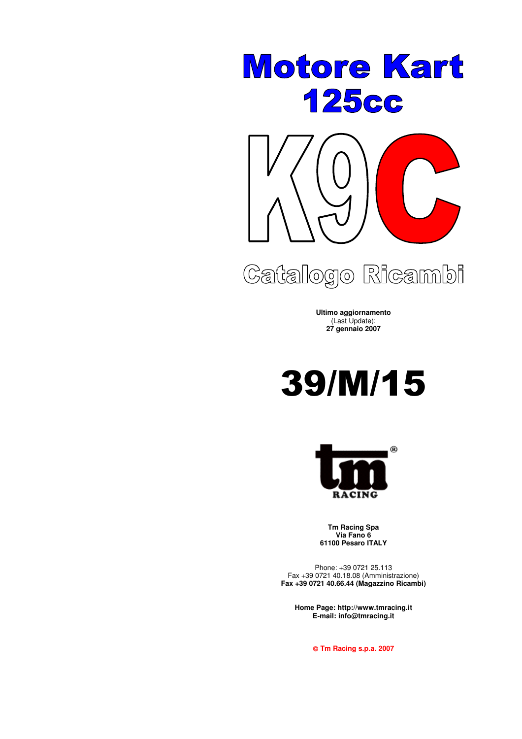# Motore Kart
# 125cc

# K9C

## Catalogo Ricambi

**Ultimo aggiornamento**
(Last Update):
**27 gennaio 2007**

# 39/M/15

tm RACING®

**Tm Racing Spa**
**Via Fano 6**
**61100 Pesaro ITALY**

Phone: +39 0721 25.113
Fax +39 0721 40.18.08 (Amministrazione)
**Fax +39 0721 40.66.44 (Magazzino Ricambi)**

**Home Page: http://www.tmracing.it**
**E-mail: info@tmracing.it**

**© Tm Racing s.p.a. 2007**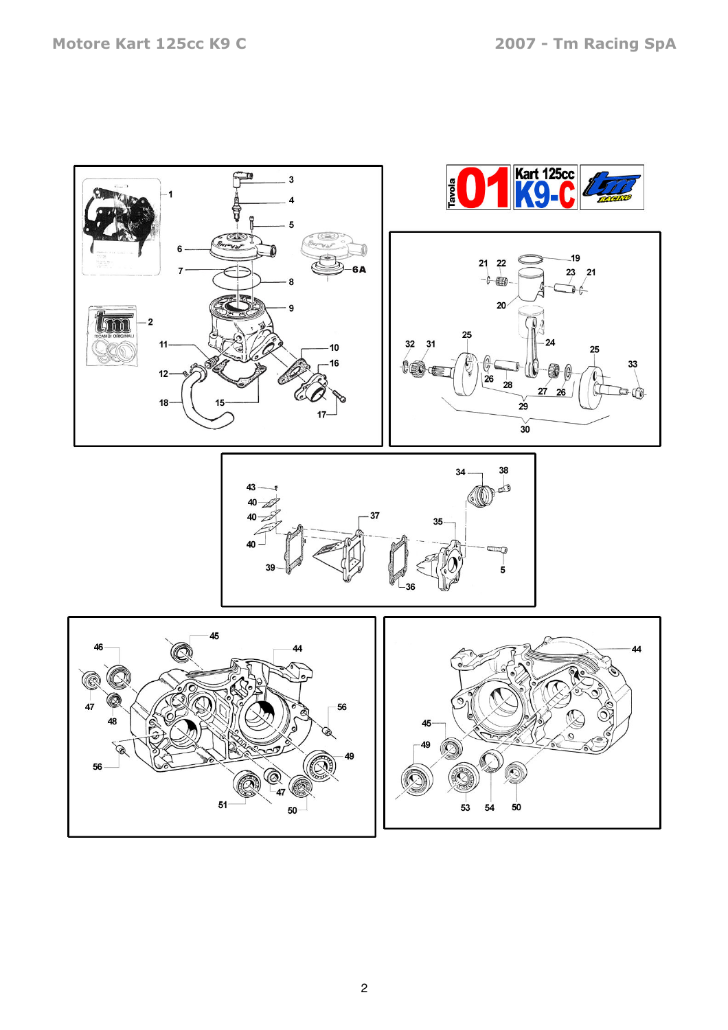# Tavola 01 Kart 125cc K9-C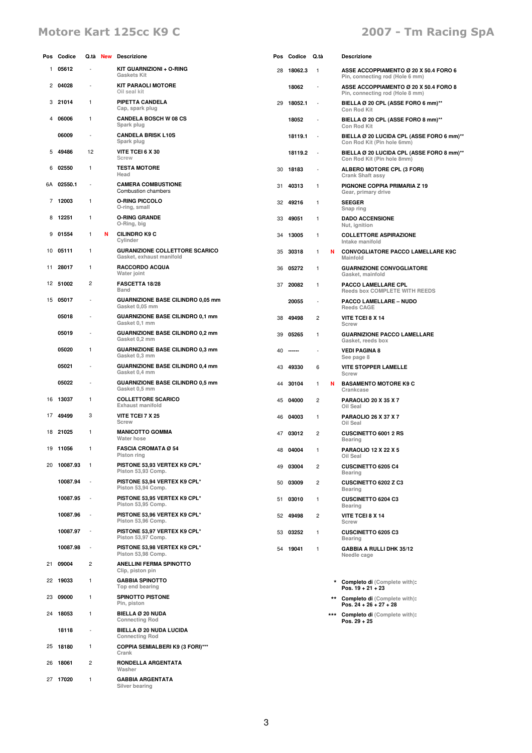# Motore Kart 125cc K9 C

## 2007 - Tm Racing SpA

| Pos | Codice | Q.tà | New | Descrizione |
|---|---|---|---|---|
| 1 | 05612 | - | | **KIT GUARNIZIONI + O-RING**<br>Gaskets Kit |
| 2 | 04028 | - | | **KIT PARAOLI MOTORE**<br>Oil seal kit |
| 3 | 21014 | 1 | | **PIPETTA CANDELA**<br>Cap, spark plug |
| 4 | 06006 | 1 | | **CANDELA BOSCH W 08 CS**<br>Spark plug |
| | 06009 | - | | **CANDELA BRISK L10S**<br>Spark plug |
| 5 | 49486 | 12 | | **VITE TCEI 6 X 30**<br>Screw |
| 6 | 02550 | 1 | | **TESTA MOTORE**<br>Head |
| 6A | 02550.1 | - | | **CAMERA COMBUSTIONE**<br>Combustion chambers |
| 7 | 12003 | 1 | | **O-RING PICCOLO**<br>O-ring, small |
| 8 | 12251 | 1 | | **O-RING GRANDE**<br>O-Ring, big |
| 9 | 01554 | 1 | N | **CILINDRO K9 C**<br>Cylinder |
| 10 | 05111 | 1 | | **GURANIZIONE COLLETTORE SCARICO**<br>Gasket, exhaust manifold |
| 11 | 28017 | 1 | | **RACCORDO ACQUA**<br>Water joint |
| 12 | 51002 | 2 | | **FASCETTA 18/28**<br>Band |
| 15 | 05017 | - | | **GUARNIZIONE BASE CILINDRO 0,05 mm**<br>Gasket 0,05 mm |
| | 05018 | - | | **GUARNIZIONE BASE CILINDRO 0,1 mm**<br>Gasket 0,1 mm |
| | 05019 | - | | **GUARNIZIONE BASE CILINDRO 0,2 mm**<br>Gasket 0,2 mm |
| | 05020 | 1 | | **GUARNIZIONE BASE CILINDRO 0,3 mm**<br>Gasket 0,3 mm |
| | 05021 | - | | **GUARNIZIONE BASE CILINDRO 0,4 mm**<br>Gasket 0,4 mm |
| | 05022 | - | | **GUARNIZIONE BASE CILINDRO 0,5 mm**<br>Gasket 0,5 mm |
| 16 | 13037 | 1 | | **COLLETTORE SCARICO**<br>Exhaust manifold |
| 17 | 49499 | 3 | | **VITE TCEI 7 X 25**<br>Screw |
| 18 | 21025 | 1 | | **MANICOTTO GOMMA**<br>Water hose |
| 19 | 11056 | 1 | | **FASCIA CROMATA Ø 54**<br>Piston ring |
| 20 | 10087.93 | 1 | | **PISTONE 53,93 VERTEX K9 CPL***<br>Piston 53,93 Comp. |
| | 10087.94 | - | | **PISTONE 53,94 VERTEX K9 CPL***<br>Piston 53,94 Comp. |
| | 10087.95 | - | | **PISTONE 53,95 VERTEX K9 CPL***<br>Piston 53,95 Comp. |
| | 10087.96 | - | | **PISTONE 53,96 VERTEX K9 CPL***<br>Piston 53,96 Comp. |
| | 10087.97 | - | | **PISTONE 53,97 VERTEX K9 CPL***<br>Piston 53,97 Comp. |
| | 10087.98 | - | | **PISTONE 53,98 VERTEX K9 CPL***<br>Piston 53,98 Comp. |
| 21 | 09004 | 2 | | **ANELLINI FERMA SPINOTTO**<br>Clip, piston pin |
| 22 | 19033 | 1 | | **GABBIA SPINOTTO**<br>Top end bearing |
| 23 | 09000 | 1 | | **SPINOTTO PISTONE**<br>Pin, piston |
| 24 | 18053 | 1 | | **BIELLA Ø 20 NUDA**<br>Connecting Rod |
| | 18118 | - | | **BIELLA Ø 20 NUDA LUCIDA**<br>Connecting Rod |
| 25 | 18180 | 1 | | **COPPIA SEMIALBERI K9 (3 FORI)*****<br>Crank |
| 26 | 18061 | 2 | | **RONDELLA ARGENTATA**<br>Washer |
| 27 | 17020 | 1 | | **GABBIA ARGENTATA**<br>Silver bearing |

| Pos | Codice | Q.tà | | Descrizione |
|---|---|---|---|---|
| 28 | 18062.3 | 1 | | **ASSE ACCOPPIAMENTO Ø 20 X 50.4 FORO 6**<br>Pin, connecting rod (Hole 6 mm) |
| | 18062 | - | | **ASSE ACCOPPIAMENTO Ø 20 X 50.4 FORO 8**<br>Pin, connecting rod (Hole 8 mm) |
| 29 | 18052.1 | - | | **BIELLA Ø 20 CPL (ASSE FORO 6 mm)****<br>Con Rod Kit |
| | 18052 | - | | **BIELLA Ø 20 CPL (ASSE FORO 8 mm)****<br>Con Rod Kit |
| | 18119.1 | - | | **BIELLA Ø 20 LUCIDA CPL (ASSE FORO 6 mm)****<br>Con Rod Kit (Pin hole 6mm) |
| | 18119.2 | - | | **BIELLA Ø 20 LUCIDA CPL (ASSE FORO 8 mm)****<br>Con Rod Kit (Pin hole 8mm) |
| 30 | 18183 | - | | **ALBERO MOTORE CPL (3 FORI)**<br>Crank Shaft assy |
| 31 | 40313 | 1 | | **PIGNONE COPPIA PRIMARIA Z 19**<br>Gear, primary drive |
| 32 | 49216 | 1 | | **SEEGER**<br>Snap ring |
| 33 | 49051 | 1 | | **DADO ACCENSIONE**<br>Nut, ignition |
| 34 | 13005 | 1 | | **COLLETTORE ASPIRAZIONE**<br>Intake manifold |
| 35 | 30318 | 1 | N | **CONVOGLIATORE PACCO LAMELLARE K9C**<br>Mainfold |
| 36 | 05272 | 1 | | **GUARNIZIONE CONVOGLIATORE**<br>Gasket, mainfold |
| 37 | 20082 | 1 | | **PACCO LAMELLARE CPL**<br>Reeds box COMPLETE WITH REEDS |
| | 20055 | - | | **PACCO LAMELLARE – NUDO**<br>Reeds CAGE |
| 38 | 49498 | 2 | | **VITE TCEI 8 X 14**<br>Screw |
| 39 | 05265 | 1 | | **GUARNIZIONE PACCO LAMELLARE**<br>Gasket, reeds box |
| 40 | ------ | - | | **VEDI PAGINA 8**<br>See page 8 |
| 43 | 49330 | 6 | | **VITE STOPPER LAMELLE**<br>Screw |
| 44 | 30104 | 1 | N | **BASAMENTO MOTORE K9 C**<br>Crankcase |
| 45 | 04000 | 2 | | **PARAOLIO 20 X 35 X 7**<br>Oil Seal |
| 46 | 04003 | 1 | | **PARAOLIO 26 X 37 X 7**<br>Oil Seal |
| 47 | 03012 | 2 | | **CUSCINETTO 6001 2 RS**<br>Bearing |
| 48 | 04004 | 1 | | **PARAOLIO 12 X 22 X 5**<br>Oil Seal |
| 49 | 03004 | 2 | | **CUSCINETTO 6205 C4**<br>Bearing |
| 50 | 03009 | 2 | | **CUSCINETTO 6202 Z C3**<br>Bearing |
| 51 | 03010 | 1 | | **CUSCINETTO 6204 C3**<br>Bearing |
| 52 | 49498 | 2 | | **VITE TCEI 8 X 14**<br>Screw |
| 53 | 03252 | 1 | | **CUSCINETTO 6205 C3**<br>Bearing |
| 54 | 19041 | 1 | | **GABBIA A RULLI DHK 35/12**<br>Needle cage |

\* **Completo di** (Complete with): **Pos. 19 + 21 + 23**

\** **Completo di** (Complete with): **Pos. 24 + 26 + 27 + 28**

\*** **Completo di** (Complete with): **Pos. 29 + 25**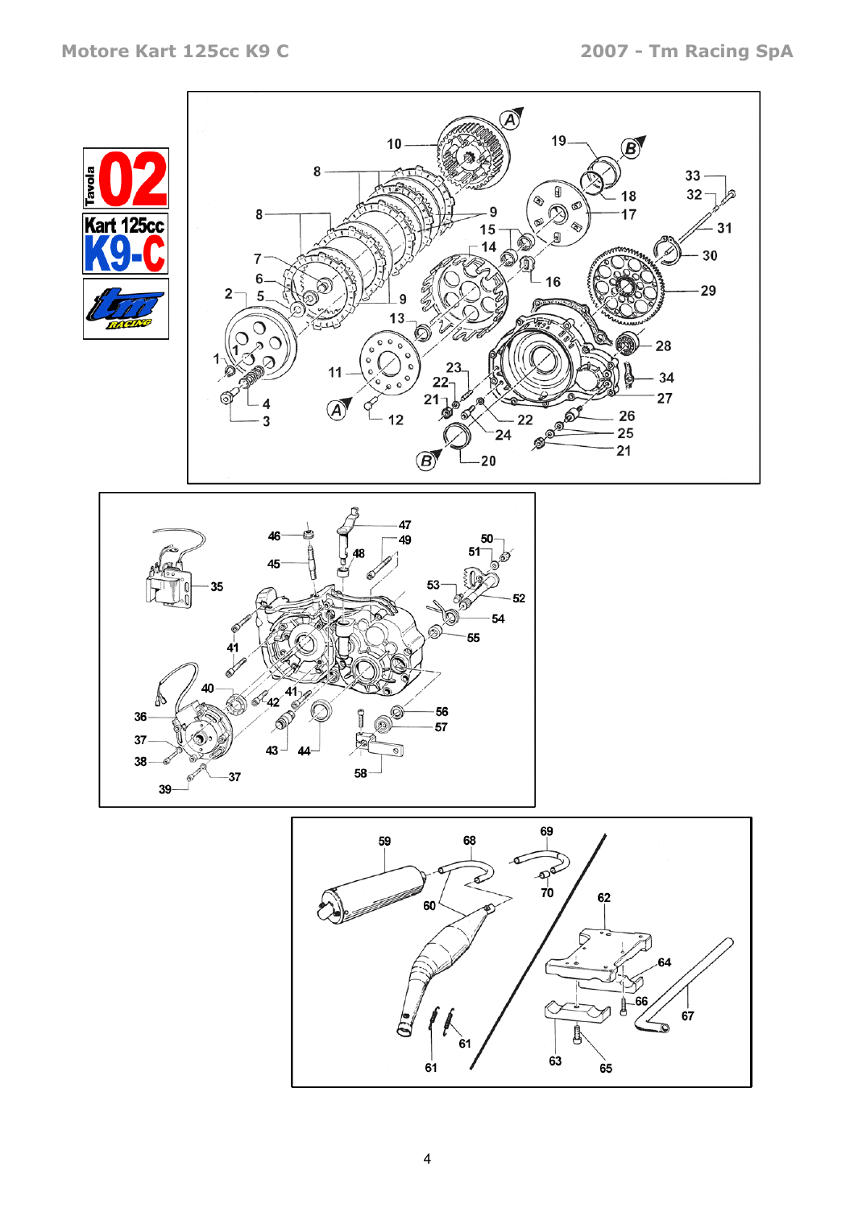Tavola 02

Kart 125cc K9-C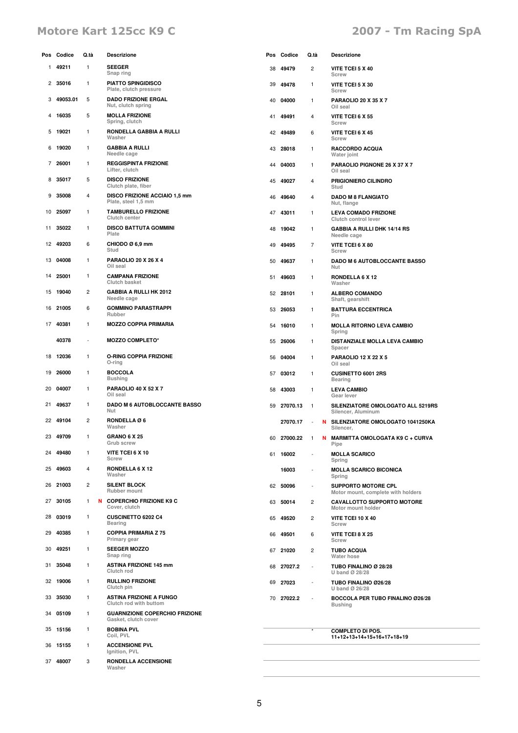| Pos | Codice | Q.tà | | Descrizione |
|---|---|---|---|---|
| 1 | 49211 | 1 | | **SEEGER** Snap ring |
| 2 | 35016 | 1 | | **PIATTO SPINGIDISCO** Plate, clutch pressure |
| 3 | 49053.01 | 5 | | **DADO FRIZIONE ERGAL** Nut, clutch spring |
| 4 | 16035 | 5 | | **MOLLA FRIZIONE** Spring, clutch |
| 5 | 19021 | 1 | | **RONDELLA GABBIA A RULLI** Washer |
| 6 | 19020 | 1 | | **GABBIA A RULLI** Needle cage |
| 7 | 26001 | 1 | | **REGGISPINTA FRIZIONE** Lifter, clutch |
| 8 | 35017 | 5 | | **DISCO FRIZIONE** Clutch plate, fiber |
| 9 | 35008 | 4 | | **DISCO FRIZIONE ACCIAIO 1,5 mm** Plate, steel 1,5 mm |
| 10 | 25097 | 1 | | **TAMBURELLO FRIZIONE** Clutch center |
| 11 | 35022 | 1 | | **DISCO BATTUTA GOMMINI** Plate |
| 12 | 49203 | 6 | | **CHIODO Ø 6,9 mm** Stud |
| 13 | 04008 | 1 | | **PARAOLIO 20 X 26 X 4** Oil seal |
| 14 | 25001 | 1 | | **CAMPANA FRIZIONE** Clutch basket |
| 15 | 19040 | 2 | | **GABBIA A RULLI HK 2012** Needle cage |
| 16 | 21005 | 6 | | **GOMMINO PARASTRAPPI** Rubber |
| 17 | 40381 | 1 | | **MOZZO COPPIA PRIMARIA** |
| | 40378 | - | | **MOZZO COMPLETO*** |
| 18 | 12036 | 1 | | **O-RING COPPIA FRIZIONE** O-ring |
| 19 | 26000 | 1 | | **BOCCOLA** Bushing |
| 20 | 04007 | 1 | | **PARAOLIO 40 X 52 X 7** Oil seal |
| 21 | 49637 | 1 | | **DADO M 6 AUTOBLOCCANTE BASSO** Nut |
| 22 | 49104 | 2 | | **RONDELLA Ø 6** Washer |
| 23 | 49709 | 1 | | **GRANO 6 X 25** Grub screw |
| 24 | 49480 | 1 | | **VITE TCEI 6 X 10** Screw |
| 25 | 49603 | 4 | | **RONDELLA 6 X 12** Washer |
| 26 | 21003 | 2 | | **SILENT BLOCK** Rubber mount |
| 27 | 30105 | 1 | N | **COPERCHIO FRIZIONE K9 C** Cover, clutch |
| 28 | 03019 | 1 | | **CUSCINETTO 6202 C4** Bearing |
| 29 | 40385 | 1 | | **COPPIA PRIMARIA Z 75** Primary gear |
| 30 | 49251 | 1 | | **SEEGER MOZZO** Snap ring |
| 31 | 35048 | 1 | | **ASTINA FRIZIONE 145 mm** Clutch rod |
| 32 | 19006 | 1 | | **RULLINO FRIZIONE** Clutch pin |
| 33 | 35030 | 1 | | **ASTINA FRIZIONE A FUNGO** Clutch rod with buttom |
| 34 | 05109 | 1 | | **GUARNIZIONE COPERCHIO FRIZIONE** Gasket, clutch cover |
| 35 | 15156 | 1 | | **BOBINA PVL** Coil, PVL |
| 36 | 15155 | 1 | | **ACCENSIONE PVL** Ignition, PVL |
| 37 | 48007 | 3 | | **RONDELLA ACCENSIONE** Washer |
| 38 | 49479 | 2 | | **VITE TCEI 5 X 40** Screw |
| 39 | 49478 | 1 | | **VITE TCEI 5 X 30** Screw |
| 40 | 04000 | 1 | | **PARAOLIO 20 X 35 X 7** Oil seal |
| 41 | 49491 | 4 | | **VITE TCEI 6 X 55** Screw |
| 42 | 49489 | 6 | | **VITE TCEI 6 X 45** Screw |
| 43 | 28018 | 1 | | **RACCORDO ACQUA** Water joint |
| 44 | 04003 | 1 | | **PARAOLIO PIGNONE 26 X 37 X 7** Oil seal |
| 45 | 49027 | 4 | | **PRIGIONIERO CILINDRO** Stud |
| 46 | 49640 | 4 | | **DADO M 8 FLANGIATO** Nut, flange |
| 47 | 43011 | 1 | | **LEVA COMADO FRIZIONE** Clutch control lever |
| 48 | 19042 | 1 | | **GABBIA A RULLI DHK 14/14 RS** Needle cage |
| 49 | 49495 | 7 | | **VITE TCEI 6 X 80** Screw |
| 50 | 49637 | 1 | | **DADO M 6 AUTOBLOCCANTE BASSO** Nut |
| 51 | 49603 | 1 | | **RONDELLA 6 X 12** Washer |
| 52 | 28101 | 1 | | **ALBERO COMANDO** Shaft, gearshift |
| 53 | 26053 | 1 | | **BATTURA ECCENTRICA** Pin |
| 54 | 16010 | 1 | | **MOLLA RITORNO LEVA CAMBIO** Spring |
| 55 | 26006 | 1 | | **DISTANZIALE MOLLA LEVA CAMBIO** Spacer |
| 56 | 04004 | 1 | | **PARAOLIO 12 X 22 X 5** Oil seal |
| 57 | 03012 | 1 | | **CUSINETTO 6001 2RS** Bearing |
| 58 | 43003 | 1 | | **LEVA CAMBIO** Gear lever |
| 59 | 27070.13 | 1 | | **SILENZIATORE OMOLOGATO ALL 5219RS** Silencer, Aluminum |
| | 27070.17 | - | N | **SILENZIATORE OMOLOGATO 1041250KA** Silencer, |
| 60 | 27000.22 | 1 | N | **MARMITTA OMOLOGATA K9 C + CURVA** Pipe |
| 61 | 16002 | - | | **MOLLA SCARICO** Spring |
| | 16003 | - | | **MOLLA SCARICO BICONICA** Spring |
| 62 | 50096 | - | | **SUPPORTO MOTORE CPL** Motor mount, complete with holders |
| 63 | 50014 | 2 | | **CAVALLOTTO SUPPORTO MOTORE** Motor mount holder |
| 65 | 49520 | 2 | | **VITE TCEI 10 X 40** Screw |
| 66 | 49501 | 6 | | **VITE TCEI 8 X 25** Screw |
| 67 | 21020 | 2 | | **TUBO ACQUA** Water hose |
| 68 | 27027.2 | - | | **TUBO FINALINO Ø 28/28** U band Ø 28/28 |
| 69 | 27023 | - | | **TUBO FINALINO Ø26/28** U band Ø 26/28 |
| 70 | 27022.2 | - | | **BOCCOLA PER TUBO FINALINO Ø26/28** Bushing |
| | | * | | **COMPLETO DI POS. 11+12+13+14+15+16+17+18+19** |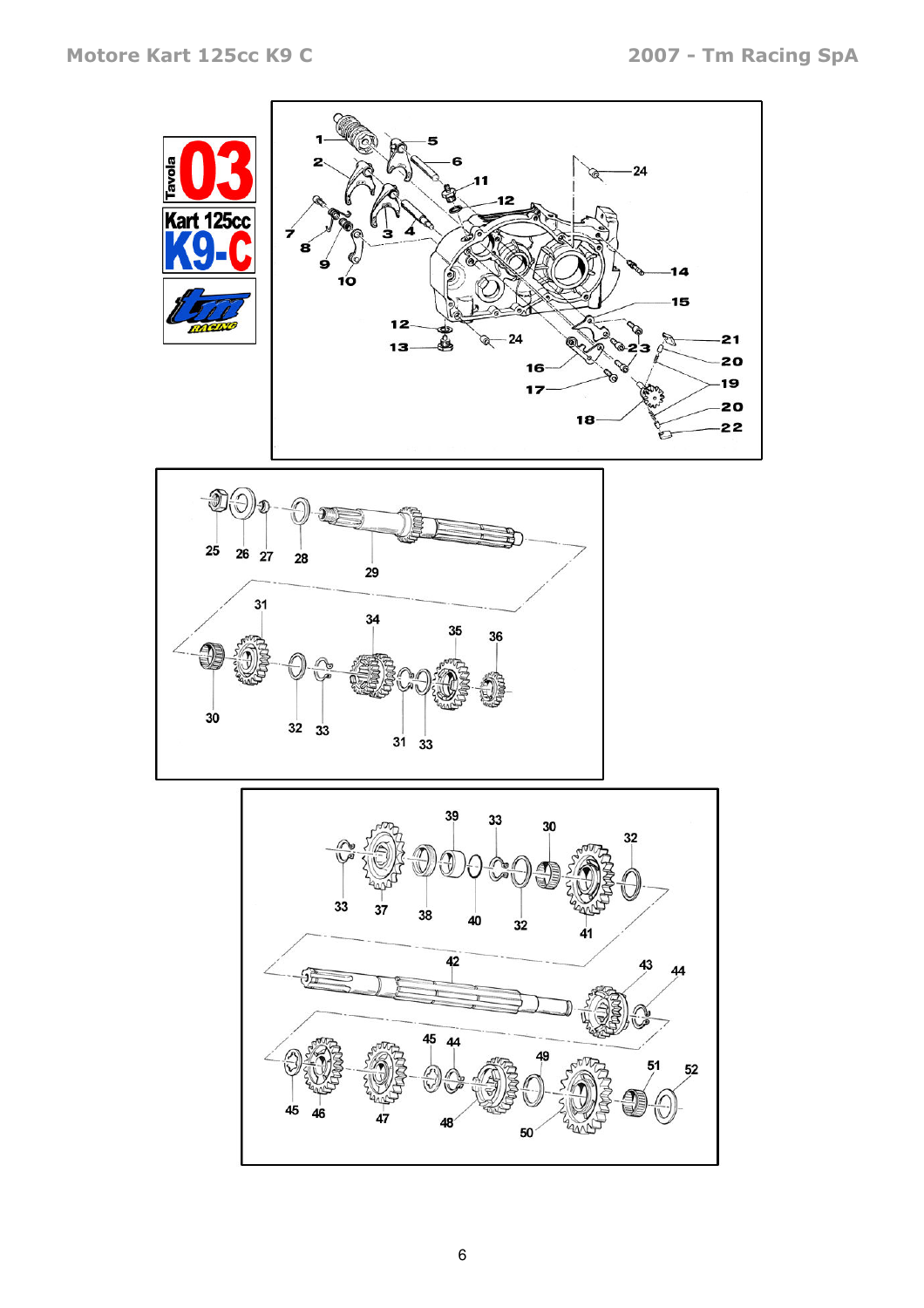Tavola 03

Kart 125cc K9-C

1 2 3 4 5 6 7 8 9 10 11 12 13 14 15 16 17 18 19 20 21 22 23 24

25 26 27 28 29 30 31 32 33 34 35 36

30 32 33 37 38 39 40 41 42 43 44 45 46 47 48 49 50 51 52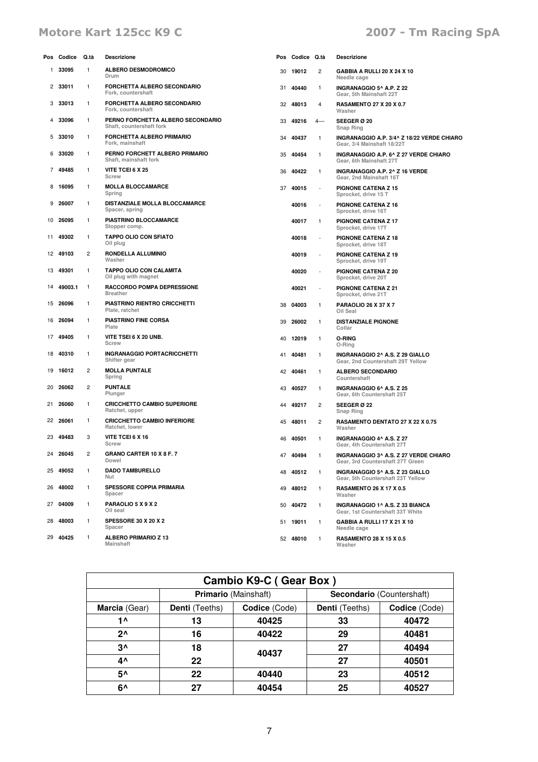| Pos | Codice | Q.tà | Descrizione |
|---|---|---|---|
| 1 | 33095 | 1 | ALBERO DESMODROMICO<br>Drum |
| 2 | 33011 | 1 | FORCHETTA ALBERO SECONDARIO<br>Fork, countershaft |
| 3 | 33013 | 1 | FORCHETTA ALBERO SECONDARIO<br>Fork, countershaft |
| 4 | 33096 | 1 | PERNO FORCHETTA ALBERO SECONDARIO<br>Shaft, countershaft fork |
| 5 | 33010 | 1 | FORCHETTA ALBERO PRIMARIO<br>Fork, mainshaft |
| 6 | 33020 | 1 | PERNO FORCHETT ALBERO PRIMARIO<br>Shaft, mainshaft fork |
| 7 | 49485 | 1 | VITE TCEI 6 X 25<br>Screw |
| 8 | 16095 | 1 | MOLLA BLOCCAMARCE<br>Spring |
| 9 | 26007 | 1 | DISTANZIALE MOLLA BLOCCAMARCE<br>Spacer, spring |
| 10 | 26095 | 1 | PIASTRINO BLOCCAMARCE<br>Stopper comp. |
| 11 | 49302 | 1 | TAPPO OLIO CON SFIATO<br>Oil plug |
| 12 | 49103 | 2 | RONDELLA ALLUMINIO<br>Washer |
| 13 | 49301 | 1 | TAPPO OLIO CON CALAMITA<br>Oil plug with magnet |
| 14 | 49003.1 | 1 | RACCORDO POMPA DEPRESSIONE<br>Breather |
| 15 | 26096 | 1 | PIASTRINO RIENTRO CRICCHETTI<br>Plate, ratchet |
| 16 | 26094 | 1 | PIASTRINO FINE CORSA<br>Plate |
| 17 | 49405 | 1 | VITE TSEI 6 X 20 UNB.<br>Screw |
| 18 | 40310 | 1 | INGRANAGGIO PORTACRICCHETTI<br>Shifter gear |
| 19 | 16012 | 2 | MOLLA PUNTALE<br>Spring |
| 20 | 26062 | 2 | PUNTALE<br>Plunger |
| 21 | 26060 | 1 | CRICCHETTO CAMBIO SUPERIORE<br>Ratchet, upper |
| 22 | 26061 | 1 | CRICCHETTO CAMBIO INFERIORE<br>Ratchet, lower |
| 23 | 49483 | 3 | VITE TCEI 6 X 16<br>Screw |
| 24 | 26045 | 2 | GRANO CARTER 10 X 8 F. 7<br>Dowel |
| 25 | 49052 | 1 | DADO TAMBURELLO<br>Nut |
| 26 | 48002 | 1 | SPESSORE COPPIA PRIMARIA<br>Spacer |
| 27 | 04009 | 1 | PARAOLIO 5 X 9 X 2<br>Oil seal |
| 28 | 48003 | 1 | SPESSORE 30 X 20 X 2<br>Spacer |
| 29 | 40425 | 1 | ALBERO PRIMARIO Z 13<br>Mainshaft |
| 30 | 19012 | 2 | GABBIA A RULLI 20 X 24 X 10<br>Needle cage |
| 31 | 40440 | 1 | INGRANAGGIO 5^ A.P. Z 22<br>Gear, 5th Mainshaft 22T |
| 32 | 48013 | 4 | RASAMENTO 27 X 20 X 0.7<br>Washer |
| 33 | 49216 | 4 | SEEGER Ø 20<br>Snap Ring |
| 34 | 40437 | 1 | INGRANAGGIO A.P. 3/4^ Z 18/22 VERDE CHIARO<br>Gear, 3/4 Mainshaft 18/22T |
| 35 | 40454 | 1 | INGRANAGGIO A.P. 6^ Z 27 VERDE CHIARO<br>Gear, 6th Mainshaft 27T |
| 36 | 40422 | 1 | INGRANAGGIO A.P. 2^ Z 16 VERDE<br>Gear, 2nd Mainshaft 16T |
| 37 | 40015 | - | PIGNONE CATENA Z 15<br>Sprocket, drive 15 T |
| | 40016 | - | PIGNONE CATENA Z 16<br>Sprocket, drive 16T |
| | 40017 | 1 | PIGNONE CATENA Z 17<br>Sprocket, drive 17T |
| | 40018 | - | PIGNONE CATENA Z 18<br>Sprocket, drive 18T |
| | 40019 | - | PIGNONE CATENA Z 19<br>Sprocket, drive 19T |
| | 40020 | - | PIGNONE CATENA Z 20<br>Sprocket, drive 20T |
| | 40021 | - | PIGNONE CATENA Z 21<br>Sprocket, drive 21T |
| 38 | 04003 | 1 | PARAOLIO 26 X 37 X 7<br>Oil Seal |
| 39 | 26002 | 1 | DISTANZIALE PIGNONE<br>Collar |
| 40 | 12019 | 1 | O-RING<br>O-Ring |
| 41 | 40481 | 1 | INGRANAGGIO 2^ A.S. Z 29 GIALLO<br>Gear, 2nd Countershaft 29T Yellow |
| 42 | 40461 | 1 | ALBERO SECONDARIO<br>Countershaft |
| 43 | 40527 | 1 | INGRANAGGIO 6^ A.S. Z 25<br>Gear, 6th Countershaft 25T |
| 44 | 49217 | 2 | SEEGER Ø 22<br>Snap Ring |
| 45 | 48011 | 2 | RASAMENTO DENTATO 27 X 22 X 0.75<br>Washer |
| 46 | 40501 | 1 | INGRANAGGIO 4^ A.S. Z 27<br>Gear, 4th Countershaft 27T |
| 47 | 40494 | 1 | INGRANAGGIO 3^ A.S. Z 27 VERDE CHIARO<br>Gear, 3rd Countershaft 27T Green |
| 48 | 40512 | 1 | INGRANAGGIO 5^ A.S. Z 23 GIALLO<br>Gear, 5th Countershaft 23T Yellow |
| 49 | 48012 | 1 | RASAMENTO 26 X 17 X 0.5<br>Washer |
| 50 | 40472 | 1 | INGRANAGGIO 1^ A.S. Z 33 BIANCA<br>Gear, 1st Countershaft 33T White |
| 51 | 19011 | 1 | GABBIA A RULLI 17 X 21 X 10<br>Needle cage |
| 52 | 48010 | 1 | RASAMENTO 28 X 15 X 0.5<br>Washer |

| Cambio K9-C ( Gear Box ) | | | | |
|---|---|---|---|---|
| | **Primario** (Mainshaft) | | **Secondario** (Countershaft) | |
| **Marcia** (Gear) | **Denti** (Teeths) | **Codice** (Code) | **Denti** (Teeths) | **Codice** (Code) |
| 1^ | 13 | 40425 | 33 | 40472 |
| 2^ | 16 | 40422 | 29 | 40481 |
| 3^ | 18 | 40437 | 27 | 40494 |
| 4^ | 22 | | 27 | 40501 |
| 5^ | 22 | 40440 | 23 | 40512 |
| 6^ | 27 | 40454 | 25 | 40527 |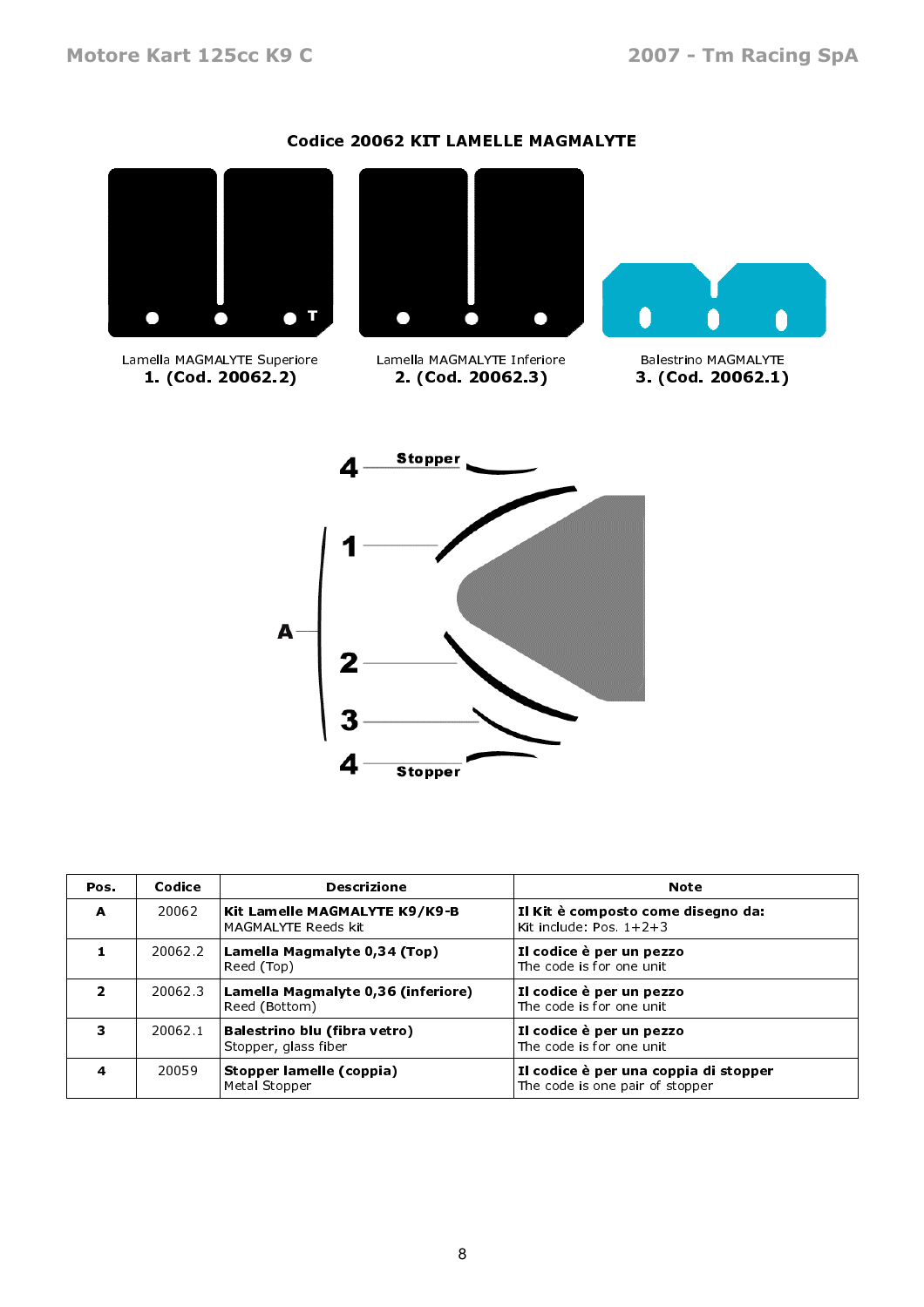## Codice 20062 KIT LAMELLE MAGMALYTE

Lamella MAGMALYTE Superiore
**1. (Cod. 20062.2)**

Lamella MAGMALYTE Inferiore
**2. (Cod. 20062.3)**

Balestrino MAGMALYTE
**3. (Cod. 20062.1)**

4 Stopper
1
A
2
3
4 Stopper

| Pos. | Codice | Descrizione | Note |
|---|---|---|---|
| **A** | 20062 | **Kit Lamelle MAGMALYTE K9/K9-B** MAGMALYTE Reeds kit | **Il Kit è composto come disegno da:** Kit include: Pos. 1+2+3 |
| **1** | 20062.2 | **Lamella Magmalyte 0,34 (Top)** Reed (Top) | **Il codice è per un pezzo** The code is for one unit |
| **2** | 20062.3 | **Lamella Magmalyte 0,36 (inferiore)** Reed (Bottom) | **Il codice è per un pezzo** The code is for one unit |
| **3** | 20062.1 | **Balestrino blu (fibra vetro)** Stopper, glass fiber | **Il codice è per un pezzo** The code is for one unit |
| **4** | 20059 | **Stopper lamelle (coppia)** Metal Stopper | **Il codice è per una coppia di stopper** The code is one pair of stopper |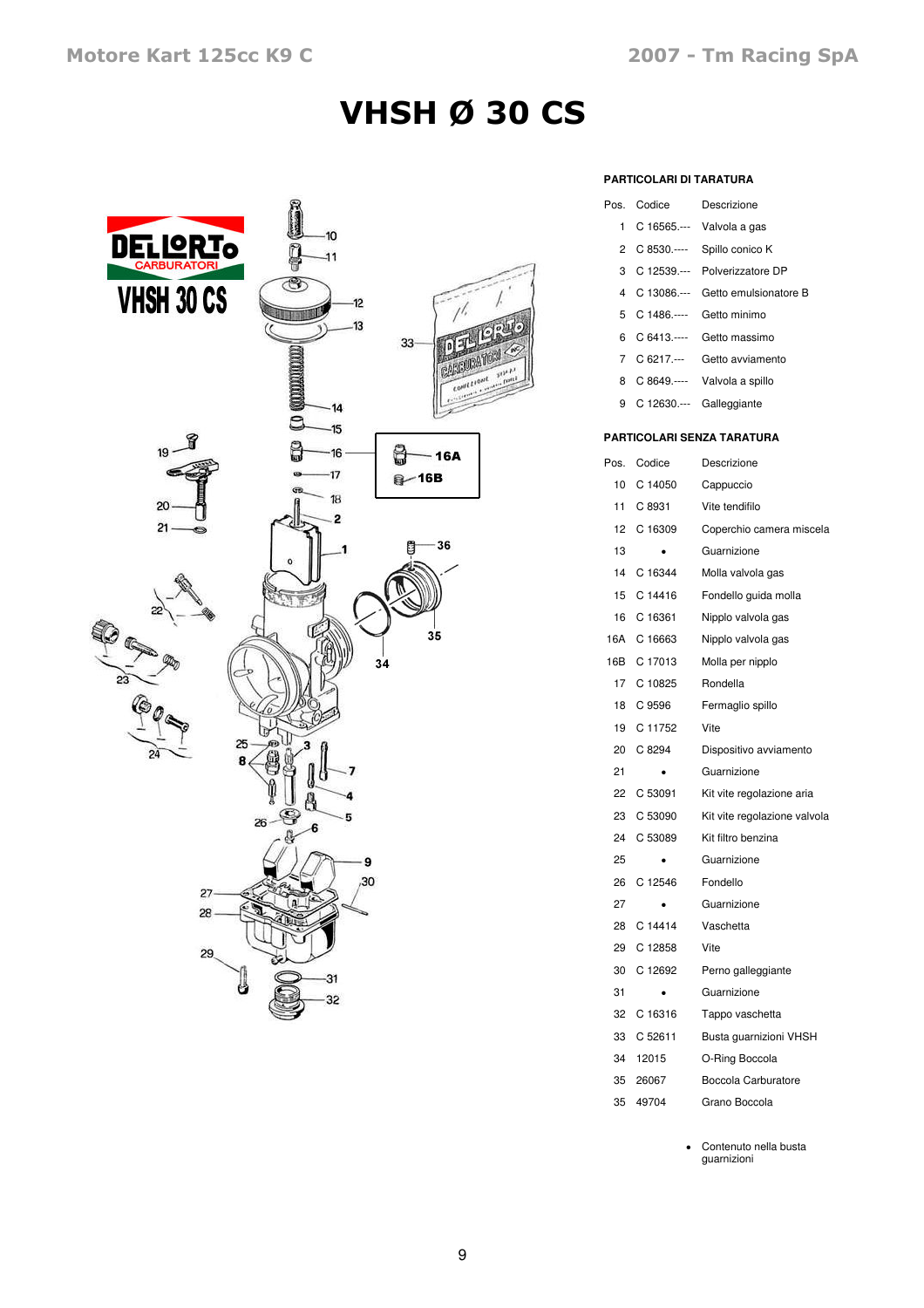# VHSH Ø 30 CS

### PARTICOLARI DI TARATURA

| Pos. | Codice | Descrizione |
|---|---|---|
| 1 | C 16565.--- | Valvola a gas |
| 2 | C 8530.---- | Spillo conico K |
| 3 | C 12539.--- | Polverizzatore DP |
| 4 | C 13086.--- | Getto emulsionatore B |
| 5 | C 1486.---- | Getto minimo |
| 6 | C 6413.---- | Getto massimo |
| 7 | C 6217.--- | Getto avviamento |
| 8 | C 8649.---- | Valvola a spillo |
| 9 | C 12630.--- | Galleggiante |

### PARTICOLARI SENZA TARATURA

| Pos. | Codice | Descrizione |
|---|---|---|
| 10 | C 14050 | Cappuccio |
| 11 | C 8931 | Vite tendifilo |
| 12 | C 16309 | Coperchio camera miscela |
| 13 | • | Guarnizione |
| 14 | C 16344 | Molla valvola gas |
| 15 | C 14416 | Fondello guida molla |
| 16 | C 16361 | Nipplo valvola gas |
| 16A | C 16663 | Nipplo valvola gas |
| 16B | C 17013 | Molla per nipplo |
| 17 | C 10825 | Rondella |
| 18 | C 9596 | Fermaglio spillo |
| 19 | C 11752 | Vite |
| 20 | C 8294 | Dispositivo avviamento |
| 21 | • | Guarnizione |
| 22 | C 53091 | Kit vite regolazione aria |
| 23 | C 53090 | Kit vite regolazione valvola |
| 24 | C 53089 | Kit filtro benzina |
| 25 | • | Guarnizione |
| 26 | C 12546 | Fondello |
| 27 | • | Guarnizione |
| 28 | C 14414 | Vaschetta |
| 29 | C 12858 | Vite |
| 30 | C 12692 | Perno galleggiante |
| 31 | • | Guarnizione |
| 32 | C 16316 | Tappo vaschetta |
| 33 | C 52611 | Busta guarnizioni VHSH |
| 34 | 12015 | O-Ring Boccola |
| 35 | 26067 | Boccola Carburatore |
| 35 | 49704 | Grano Boccola |

• Contenuto nella busta guarnizioni